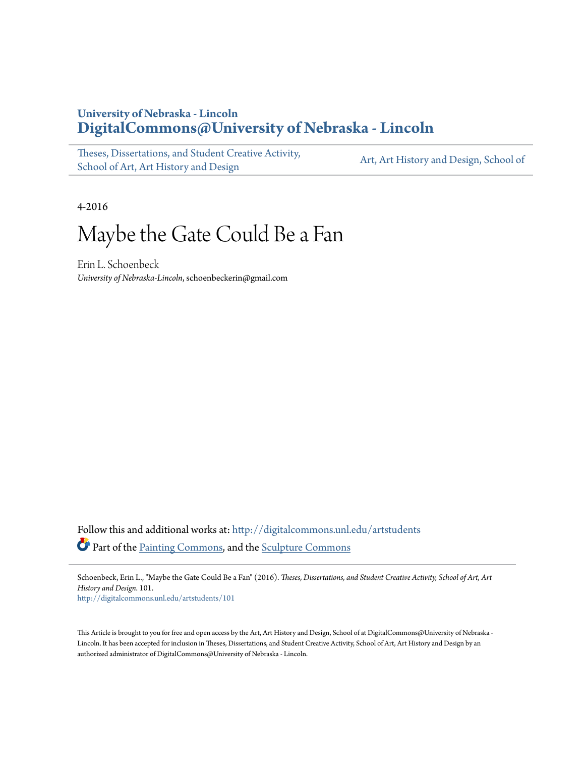**University of Nebraska - Lincoln**
**DigitalCommons@University of Nebraska - Lincoln**

Theses, Dissertations, and Student Creative Activity, School of Art, Art History and Design

Art, Art History and Design, School of

4-2016

# Maybe the Gate Could Be a Fan

Erin L. Schoenbeck
*University of Nebraska-Lincoln*, schoenbeckerin@gmail.com

Follow this and additional works at: http://digitalcommons.unl.edu/artstudents

Part of the Painting Commons, and the Sculpture Commons

Schoenbeck, Erin L., "Maybe the Gate Could Be a Fan" (2016). *Theses, Dissertations, and Student Creative Activity, School of Art, Art History and Design*. 101.
http://digitalcommons.unl.edu/artstudents/101

This Article is brought to you for free and open access by the Art, Art History and Design, School of at DigitalCommons@University of Nebraska - Lincoln. It has been accepted for inclusion in Theses, Dissertations, and Student Creative Activity, School of Art, Art History and Design by an authorized administrator of DigitalCommons@University of Nebraska - Lincoln.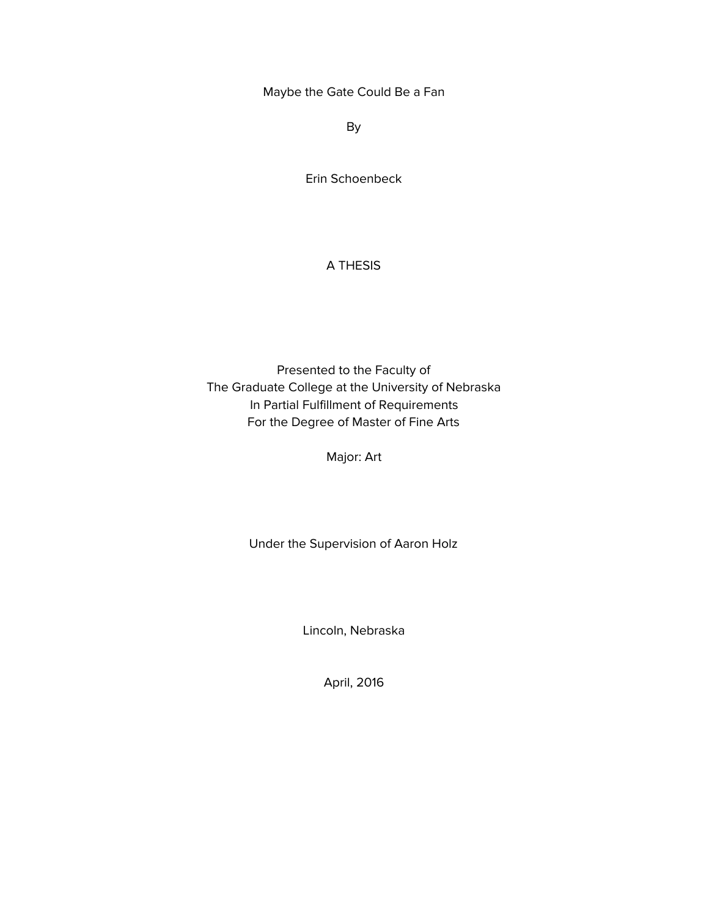Maybe the Gate Could Be a Fan

By

Erin Schoenbeck

A THESIS

Presented to the Faculty of
The Graduate College at the University of Nebraska
In Partial Fulfillment of Requirements
For the Degree of Master of Fine Arts

Major: Art

Under the Supervision of Aaron Holz

Lincoln, Nebraska

April, 2016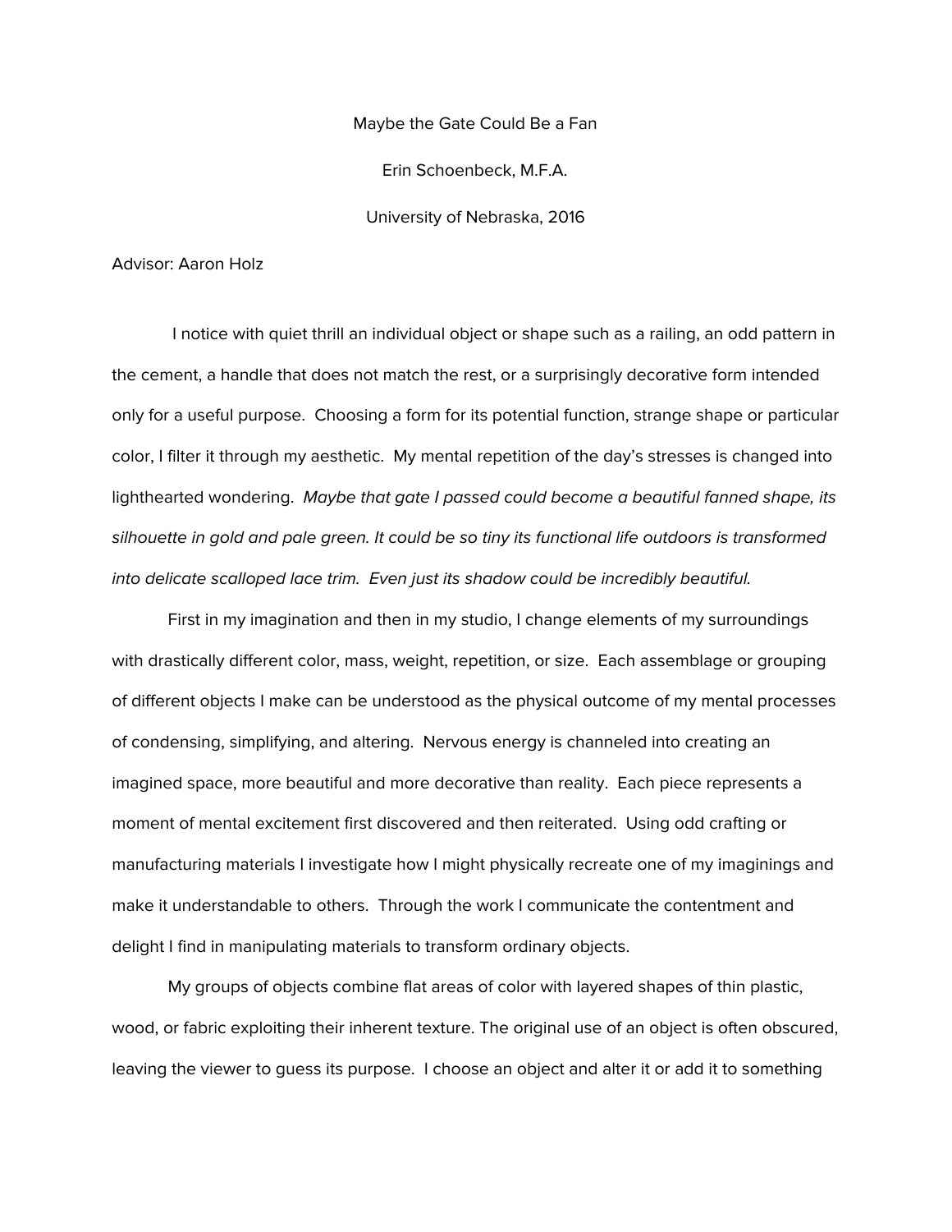Maybe the Gate Could Be a Fan

Erin Schoenbeck, M.F.A.

University of Nebraska, 2016

Advisor: Aaron Holz

I notice with quiet thrill an individual object or shape such as a railing, an odd pattern in the cement, a handle that does not match the rest, or a surprisingly decorative form intended only for a useful purpose. Choosing a form for its potential function, strange shape or particular color, I filter it through my aesthetic. My mental repetition of the day's stresses is changed into lighthearted wondering. *Maybe that gate I passed could become a beautiful fanned shape, its silhouette in gold and pale green. It could be so tiny its functional life outdoors is transformed into delicate scalloped lace trim. Even just its shadow could be incredibly beautiful.*

First in my imagination and then in my studio, I change elements of my surroundings with drastically different color, mass, weight, repetition, or size. Each assemblage or grouping of different objects I make can be understood as the physical outcome of my mental processes of condensing, simplifying, and altering. Nervous energy is channeled into creating an imagined space, more beautiful and more decorative than reality. Each piece represents a moment of mental excitement first discovered and then reiterated. Using odd crafting or manufacturing materials I investigate how I might physically recreate one of my imaginings and make it understandable to others. Through the work I communicate the contentment and delight I find in manipulating materials to transform ordinary objects.

My groups of objects combine flat areas of color with layered shapes of thin plastic, wood, or fabric exploiting their inherent texture. The original use of an object is often obscured, leaving the viewer to guess its purpose. I choose an object and alter it or add it to something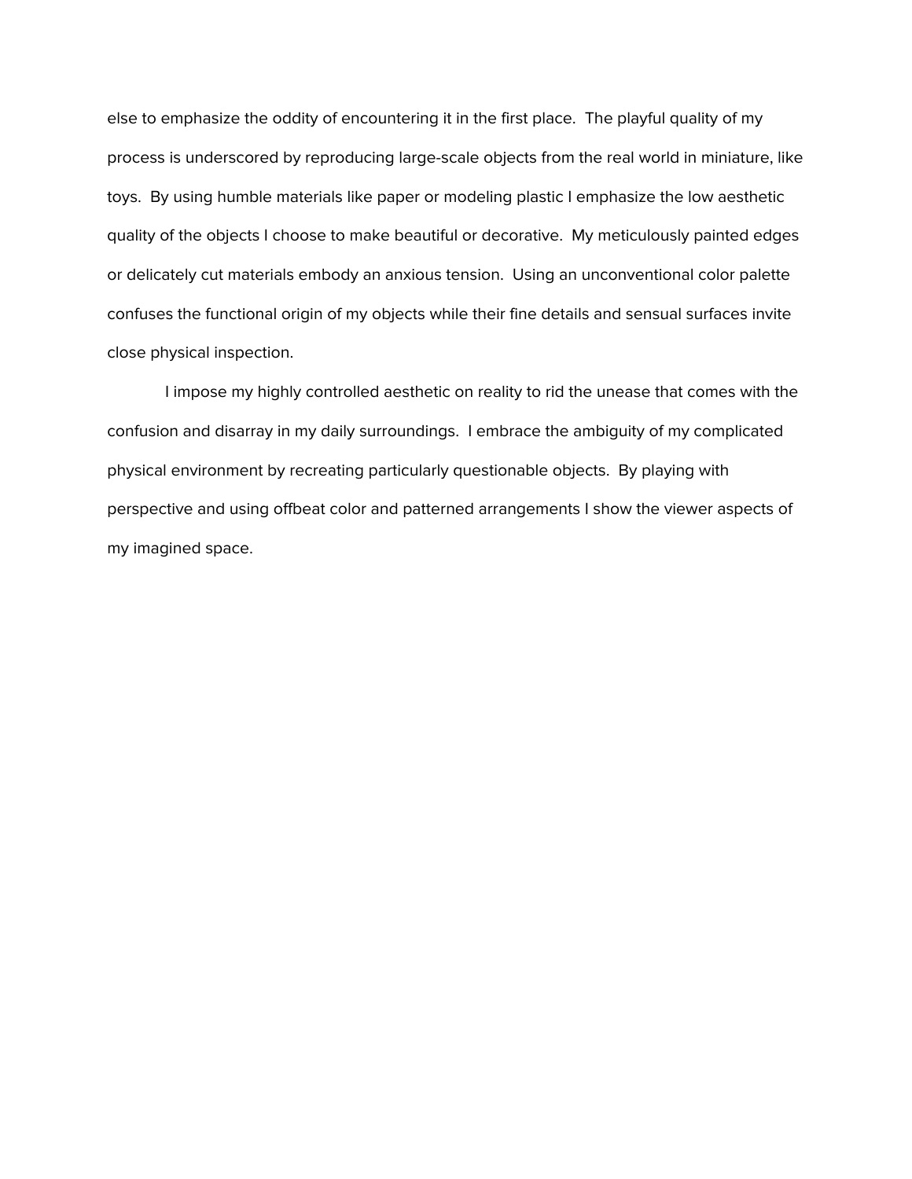else to emphasize the oddity of encountering it in the first place. The playful quality of my process is underscored by reproducing large-scale objects from the real world in miniature, like toys. By using humble materials like paper or modeling plastic I emphasize the low aesthetic quality of the objects I choose to make beautiful or decorative. My meticulously painted edges or delicately cut materials embody an anxious tension. Using an unconventional color palette confuses the functional origin of my objects while their fine details and sensual surfaces invite close physical inspection.

I impose my highly controlled aesthetic on reality to rid the unease that comes with the confusion and disarray in my daily surroundings. I embrace the ambiguity of my complicated physical environment by recreating particularly questionable objects. By playing with perspective and using offbeat color and patterned arrangements I show the viewer aspects of my imagined space.